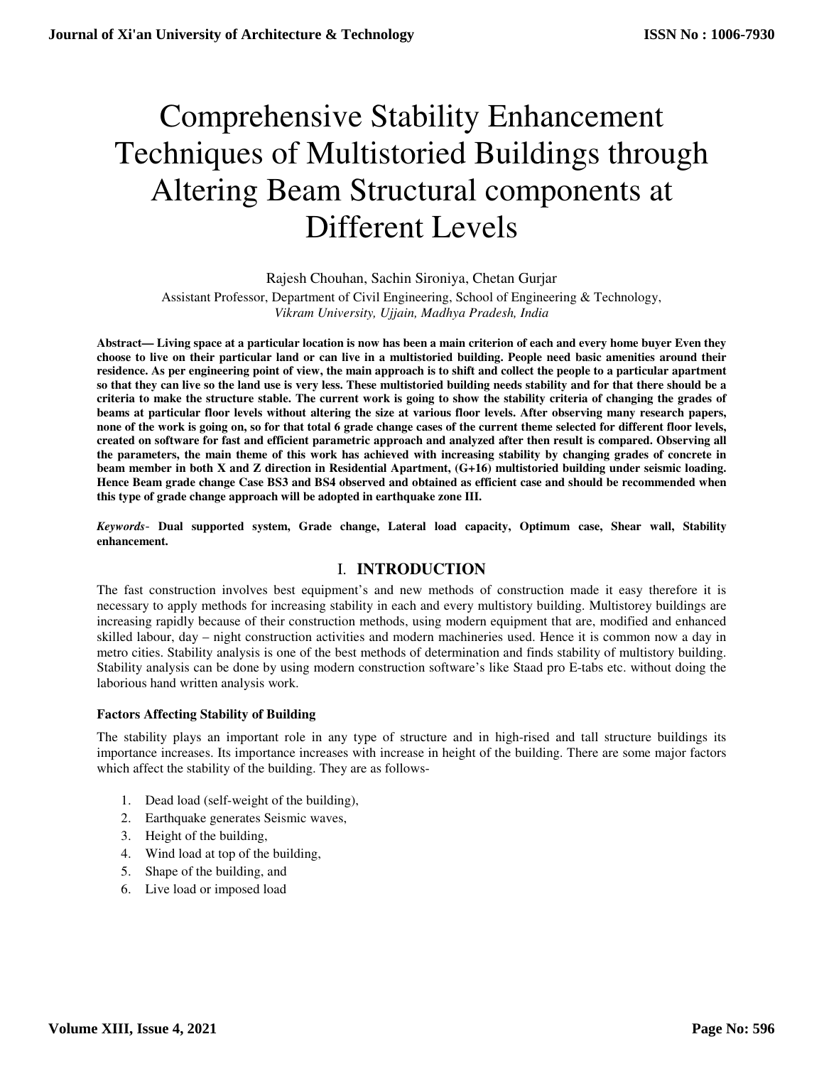# Comprehensive Stability Enhancement Techniques of Multistoried Buildings through Altering Beam Structural components at Different Levels

Rajesh Chouhan, Sachin Sironiya, Chetan Gurjar

Assistant Professor, Department of Civil Engineering, School of Engineering & Technology,
*Vikram University, Ujjain, Madhya Pradesh, India*

**Abstract— Living space at a particular location is now has been a main criterion of each and every home buyer Even they choose to live on their particular land or can live in a multistoried building. People need basic amenities around their residence. As per engineering point of view, the main approach is to shift and collect the people to a particular apartment so that they can live so the land use is very less. These multistoried building needs stability and for that there should be a criteria to make the structure stable. The current work is going to show the stability criteria of changing the grades of beams at particular floor levels without altering the size at various floor levels. After observing many research papers, none of the work is going on, so for that total 6 grade change cases of the current theme selected for different floor levels, created on software for fast and efficient parametric approach and analyzed after then result is compared. Observing all the parameters, the main theme of this work has achieved with increasing stability by changing grades of concrete in beam member in both X and Z direction in Residential Apartment, (G+16) multistoried building under seismic loading. Hence Beam grade change Case BS3 and BS4 observed and obtained as efficient case and should be recommended when this type of grade change approach will be adopted in earthquake zone III.**

***Keywords*- Dual supported system, Grade change, Lateral load capacity, Optimum case, Shear wall, Stability enhancement.**

## I. INTRODUCTION

The fast construction involves best equipment's and new methods of construction made it easy therefore it is necessary to apply methods for increasing stability in each and every multistory building. Multistorey buildings are increasing rapidly because of their construction methods, using modern equipment that are, modified and enhanced skilled labour, day – night construction activities and modern machineries used. Hence it is common now a day in metro cities. Stability analysis is one of the best methods of determination and finds stability of multistory building. Stability analysis can be done by using modern construction software's like Staad pro E-tabs etc. without doing the laborious hand written analysis work.

### Factors Affecting Stability of Building

The stability plays an important role in any type of structure and in high-rised and tall structure buildings its importance increases. Its importance increases with increase in height of the building. There are some major factors which affect the stability of the building. They are as follows-

1. Dead load (self-weight of the building),
2. Earthquake generates Seismic waves,
3. Height of the building,
4. Wind load at top of the building,
5. Shape of the building, and
6. Live load or imposed load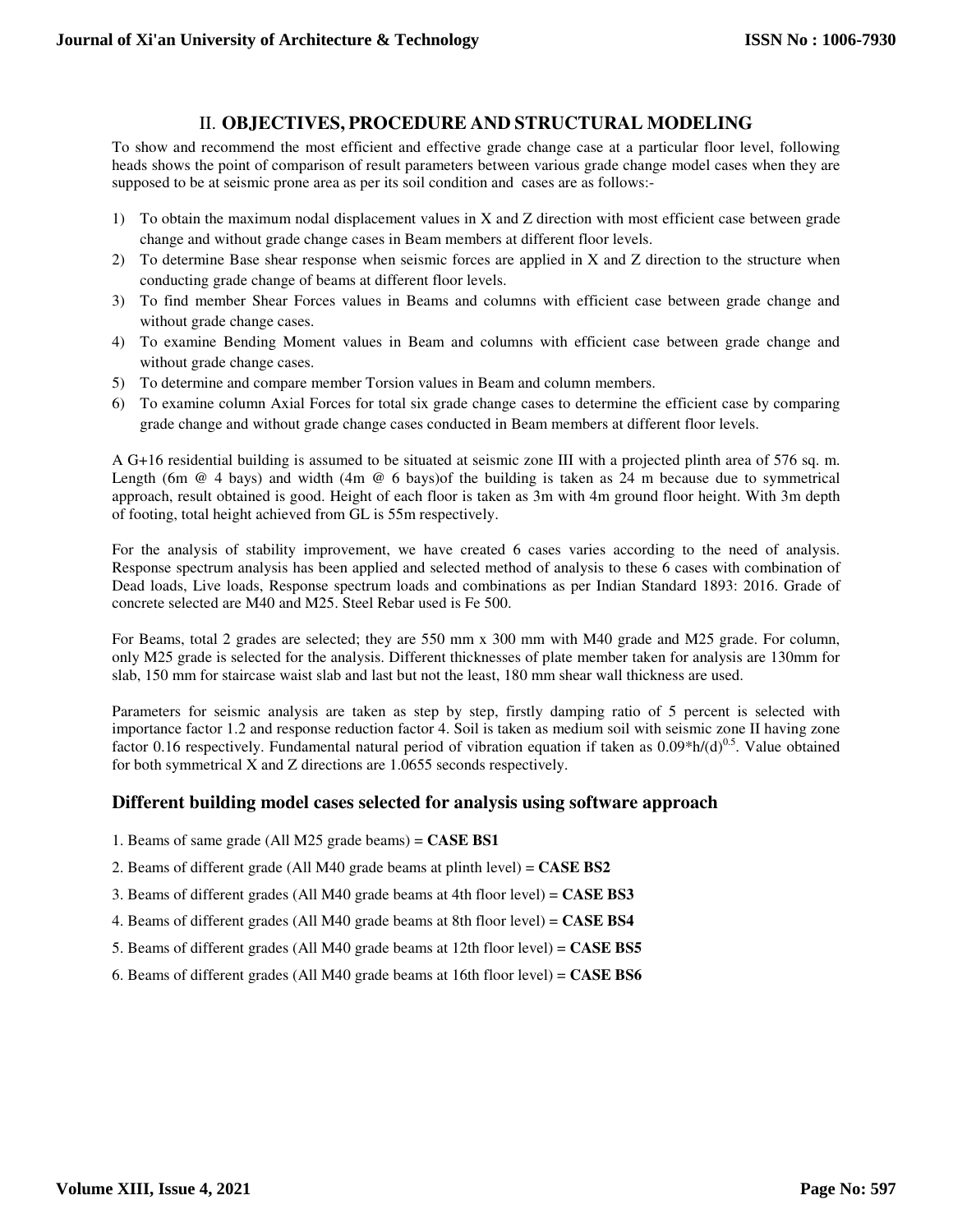## II. OBJECTIVES, PROCEDURE AND STRUCTURAL MODELING

To show and recommend the most efficient and effective grade change case at a particular floor level, following heads shows the point of comparison of result parameters between various grade change model cases when they are supposed to be at seismic prone area as per its soil condition and cases are as follows:-

1) To obtain the maximum nodal displacement values in X and Z direction with most efficient case between grade change and without grade change cases in Beam members at different floor levels.
2) To determine Base shear response when seismic forces are applied in X and Z direction to the structure when conducting grade change of beams at different floor levels.
3) To find member Shear Forces values in Beams and columns with efficient case between grade change and without grade change cases.
4) To examine Bending Moment values in Beam and columns with efficient case between grade change and without grade change cases.
5) To determine and compare member Torsion values in Beam and column members.
6) To examine column Axial Forces for total six grade change cases to determine the efficient case by comparing grade change and without grade change cases conducted in Beam members at different floor levels.

A G+16 residential building is assumed to be situated at seismic zone III with a projected plinth area of 576 sq. m. Length (6m @ 4 bays) and width (4m @ 6 bays)of the building is taken as 24 m because due to symmetrical approach, result obtained is good. Height of each floor is taken as 3m with 4m ground floor height. With 3m depth of footing, total height achieved from GL is 55m respectively.

For the analysis of stability improvement, we have created 6 cases varies according to the need of analysis. Response spectrum analysis has been applied and selected method of analysis to these 6 cases with combination of Dead loads, Live loads, Response spectrum loads and combinations as per Indian Standard 1893: 2016. Grade of concrete selected are M40 and M25. Steel Rebar used is Fe 500.

For Beams, total 2 grades are selected; they are 550 mm x 300 mm with M40 grade and M25 grade. For column, only M25 grade is selected for the analysis. Different thicknesses of plate member taken for analysis are 130mm for slab, 150 mm for staircase waist slab and last but not the least, 180 mm shear wall thickness are used.

Parameters for seismic analysis are taken as step by step, firstly damping ratio of 5 percent is selected with importance factor 1.2 and response reduction factor 4. Soil is taken as medium soil with seismic zone II having zone factor 0.16 respectively. Fundamental natural period of vibration equation if taken as $0.09*h/(d)^{0.5}$. Value obtained for both symmetrical X and Z directions are 1.0655 seconds respectively.

### Different building model cases selected for analysis using software approach

1. Beams of same grade (All M25 grade beams) = **CASE BS1**

2. Beams of different grade (All M40 grade beams at plinth level) = **CASE BS2**

3. Beams of different grades (All M40 grade beams at 4th floor level) = **CASE BS3**

4. Beams of different grades (All M40 grade beams at 8th floor level) = **CASE BS4**

5. Beams of different grades (All M40 grade beams at 12th floor level) = **CASE BS5**

6. Beams of different grades (All M40 grade beams at 16th floor level) = **CASE BS6**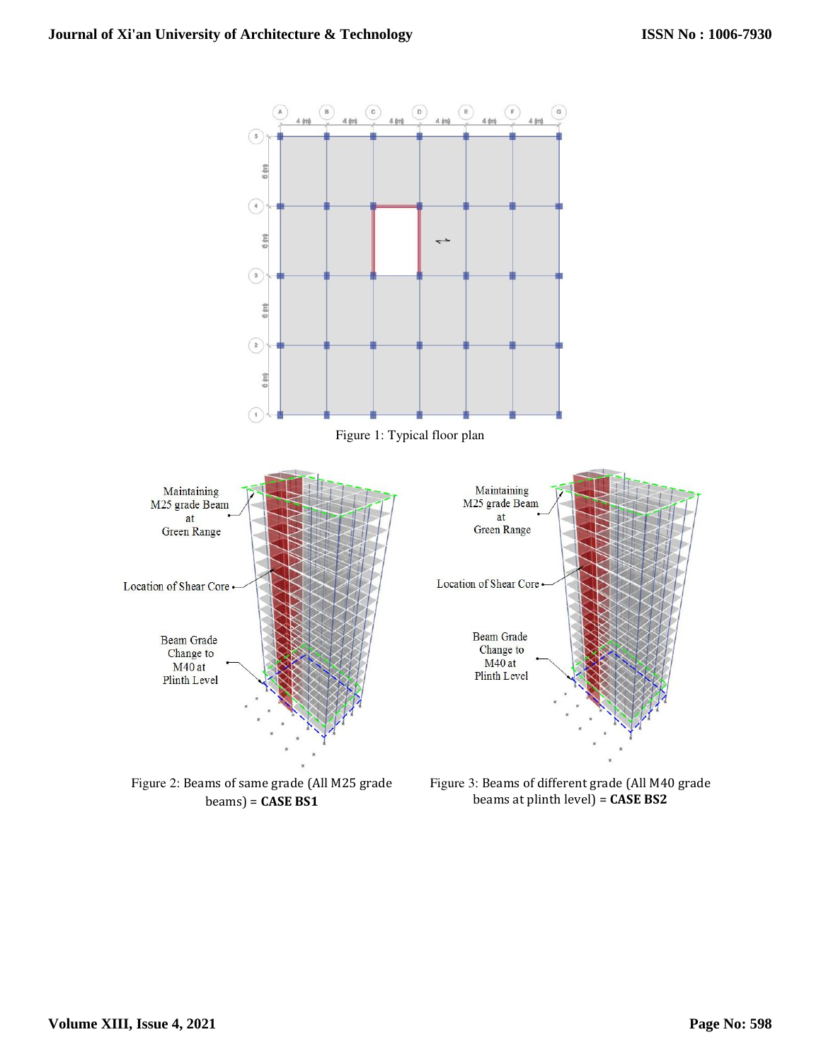Figure 1: Typical floor plan

Figure 2: Beams of same grade (All M25 grade beams) = **CASE BS1**

Figure 3: Beams of different grade (All M40 grade beams at plinth level) = **CASE BS2**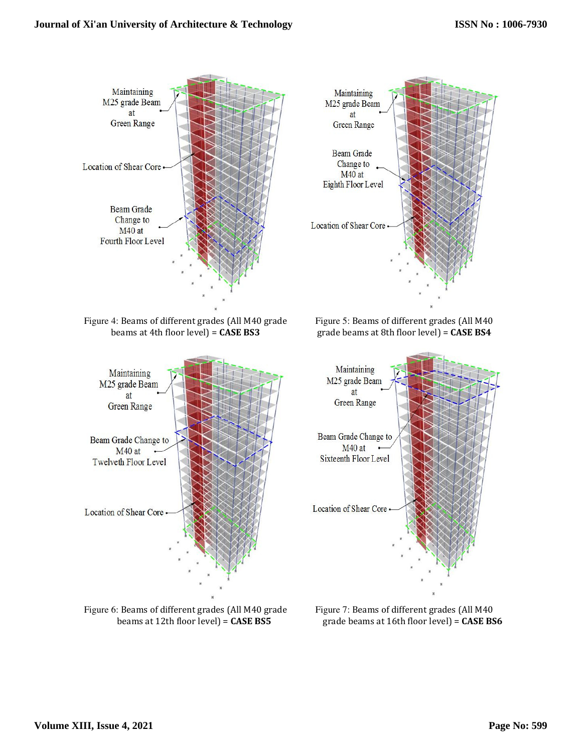Figure 4: Beams of different grades (All M40 grade beams at 4th floor level) = **CASE BS3**

Figure 5: Beams of different grades (All M40 grade beams at 8th floor level) = **CASE BS4**

Figure 6: Beams of different grades (All M40 grade beams at 12th floor level) = **CASE BS5**

Figure 7: Beams of different grades (All M40 grade beams at 16th floor level) = **CASE BS6**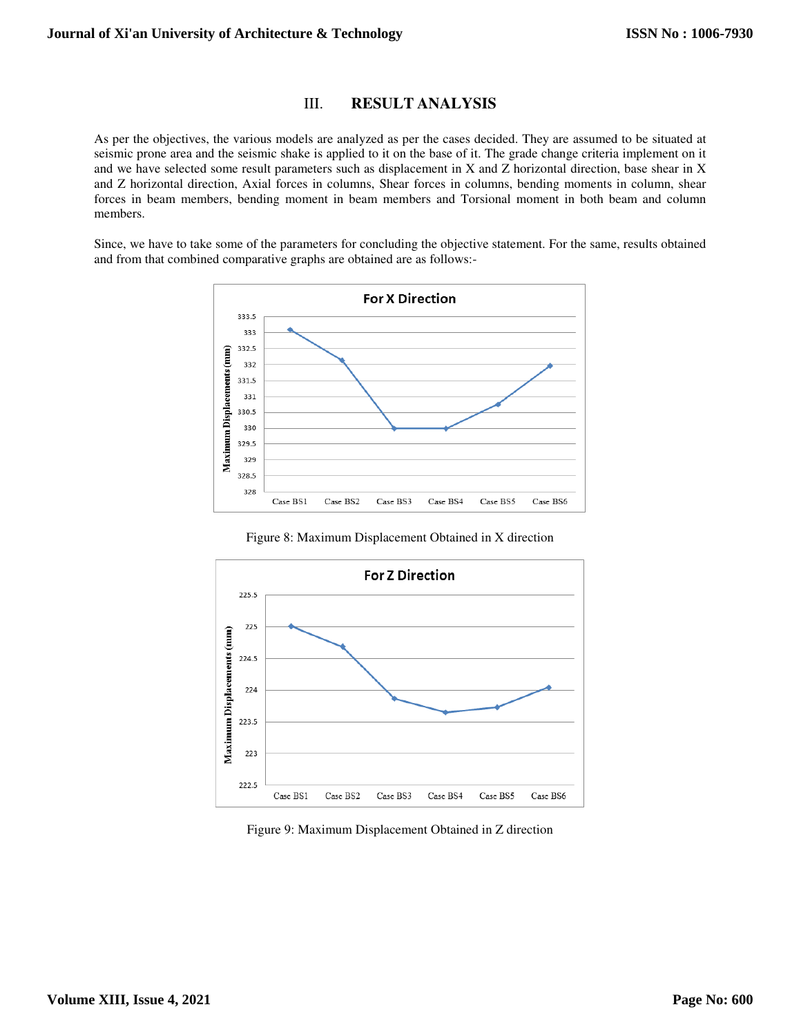## III. RESULT ANALYSIS

As per the objectives, the various models are analyzed as per the cases decided. They are assumed to be situated at seismic prone area and the seismic shake is applied to it on the base of it. The grade change criteria implement on it and we have selected some result parameters such as displacement in X and Z horizontal direction, base shear in X and Z horizontal direction, Axial forces in columns, Shear forces in columns, bending moments in column, shear forces in beam members, bending moment in beam members and Torsional moment in both beam and column members.

Since, we have to take some of the parameters for concluding the objective statement. For the same, results obtained and from that combined comparative graphs are obtained are as follows:-

Figure 8: Maximum Displacement Obtained in X direction

Figure 9: Maximum Displacement Obtained in Z direction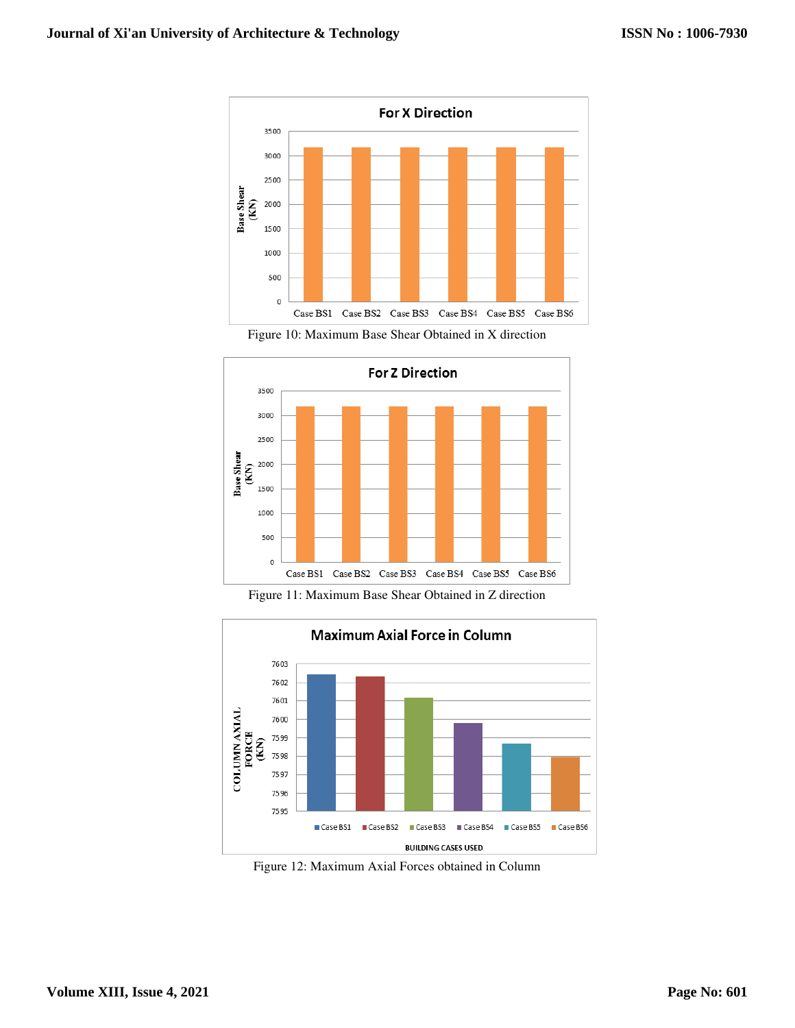Figure 10: Maximum Base Shear Obtained in X direction

Figure 11: Maximum Base Shear Obtained in Z direction

Figure 12: Maximum Axial Forces obtained in Column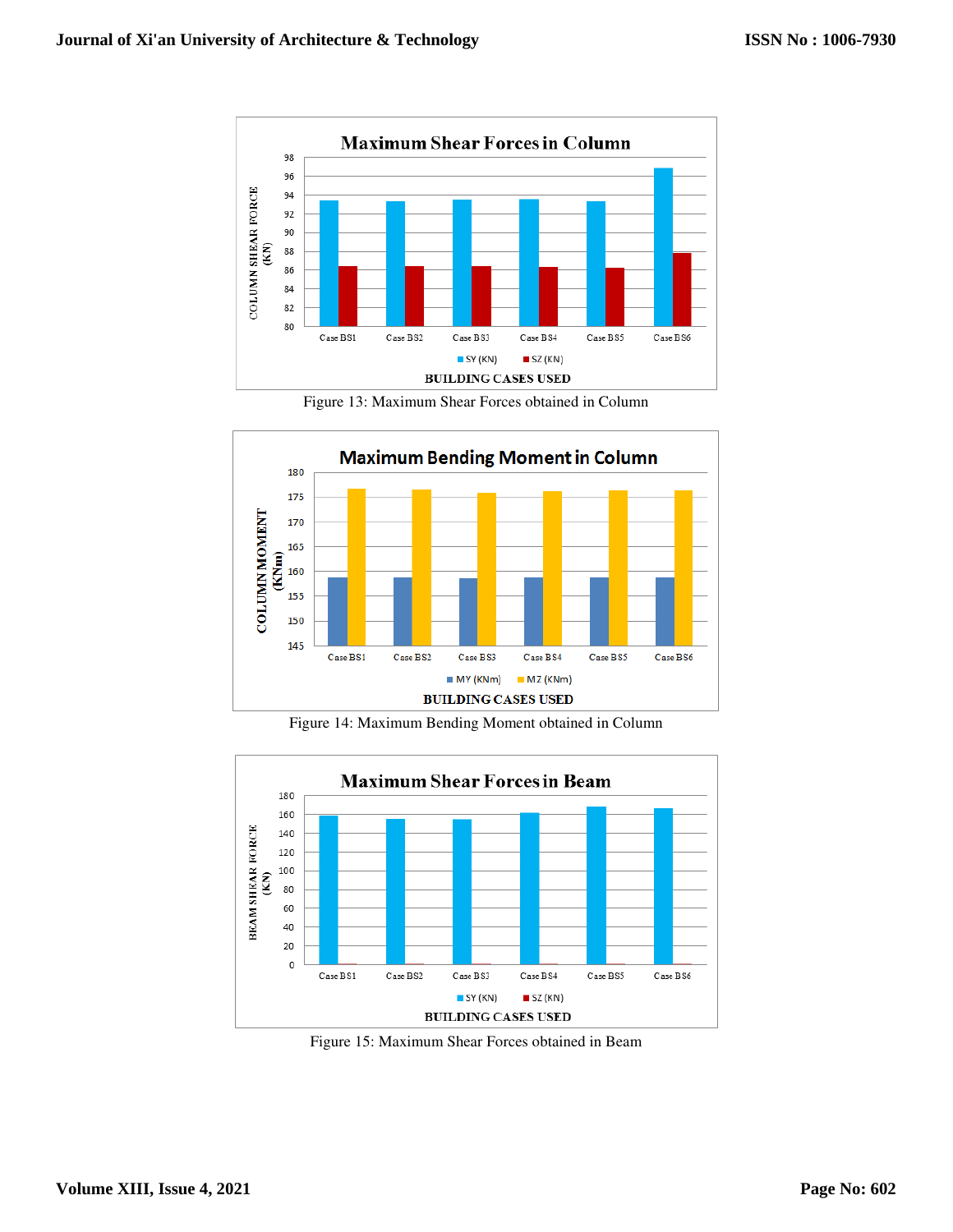Figure 13: Maximum Shear Forces obtained in Column

Figure 14: Maximum Bending Moment obtained in Column

Figure 15: Maximum Shear Forces obtained in Beam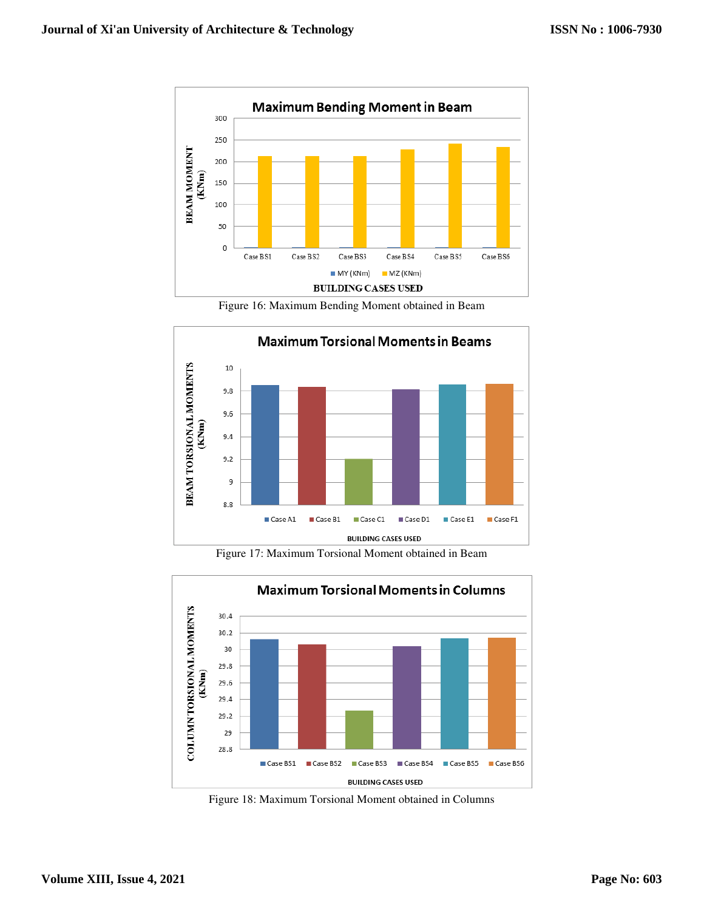Figure 16: Maximum Bending Moment obtained in Beam

Figure 17: Maximum Torsional Moment obtained in Beam

Figure 18: Maximum Torsional Moment obtained in Columns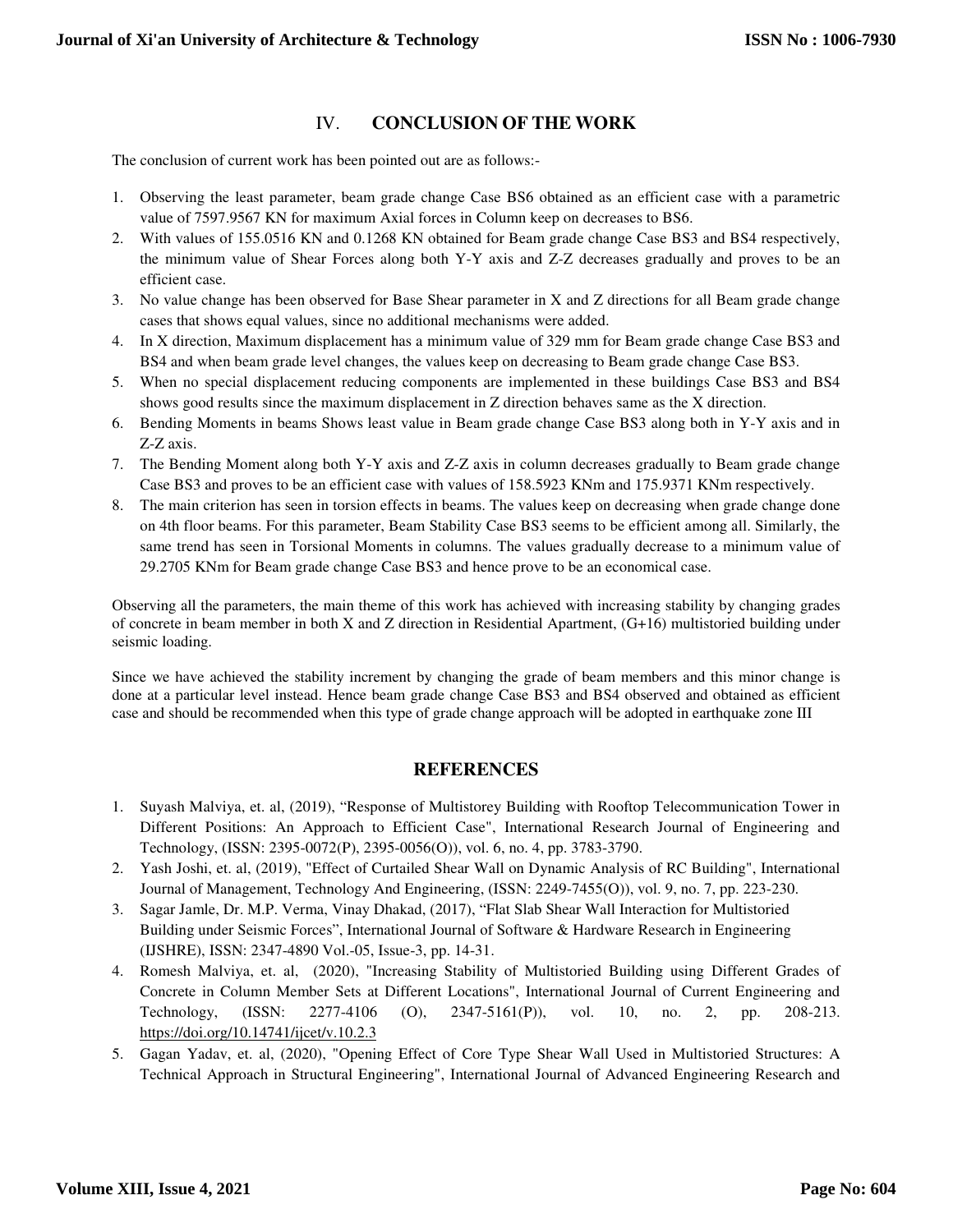## IV. CONCLUSION OF THE WORK

The conclusion of current work has been pointed out are as follows:-

1. Observing the least parameter, beam grade change Case BS6 obtained as an efficient case with a parametric value of 7597.9567 KN for maximum Axial forces in Column keep on decreases to BS6.
2. With values of 155.0516 KN and 0.1268 KN obtained for Beam grade change Case BS3 and BS4 respectively, the minimum value of Shear Forces along both Y-Y axis and Z-Z decreases gradually and proves to be an efficient case.
3. No value change has been observed for Base Shear parameter in X and Z directions for all Beam grade change cases that shows equal values, since no additional mechanisms were added.
4. In X direction, Maximum displacement has a minimum value of 329 mm for Beam grade change Case BS3 and BS4 and when beam grade level changes, the values keep on decreasing to Beam grade change Case BS3.
5. When no special displacement reducing components are implemented in these buildings Case BS3 and BS4 shows good results since the maximum displacement in Z direction behaves same as the X direction.
6. Bending Moments in beams Shows least value in Beam grade change Case BS3 along both in Y-Y axis and in Z-Z axis.
7. The Bending Moment along both Y-Y axis and Z-Z axis in column decreases gradually to Beam grade change Case BS3 and proves to be an efficient case with values of 158.5923 KNm and 175.9371 KNm respectively.
8. The main criterion has seen in torsion effects in beams. The values keep on decreasing when grade change done on 4th floor beams. For this parameter, Beam Stability Case BS3 seems to be efficient among all. Similarly, the same trend has seen in Torsional Moments in columns. The values gradually decrease to a minimum value of 29.2705 KNm for Beam grade change Case BS3 and hence prove to be an economical case.

Observing all the parameters, the main theme of this work has achieved with increasing stability by changing grades of concrete in beam member in both X and Z direction in Residential Apartment, (G+16) multistoried building under seismic loading.

Since we have achieved the stability increment by changing the grade of beam members and this minor change is done at a particular level instead. Hence beam grade change Case BS3 and BS4 observed and obtained as efficient case and should be recommended when this type of grade change approach will be adopted in earthquake zone III

## REFERENCES

1. Suyash Malviya, et. al, (2019), "Response of Multistorey Building with Rooftop Telecommunication Tower in Different Positions: An Approach to Efficient Case", International Research Journal of Engineering and Technology, (ISSN: 2395-0072(P), 2395-0056(O)), vol. 6, no. 4, pp. 3783-3790.
2. Yash Joshi, et. al, (2019), "Effect of Curtailed Shear Wall on Dynamic Analysis of RC Building", International Journal of Management, Technology And Engineering, (ISSN: 2249-7455(O)), vol. 9, no. 7, pp. 223-230.
3. Sagar Jamle, Dr. M.P. Verma, Vinay Dhakad, (2017), "Flat Slab Shear Wall Interaction for Multistoried Building under Seismic Forces", International Journal of Software & Hardware Research in Engineering (IJSHRE), ISSN: 2347-4890 Vol.-05, Issue-3, pp. 14-31.
4. Romesh Malviya, et. al, (2020), "Increasing Stability of Multistoried Building using Different Grades of Concrete in Column Member Sets at Different Locations", International Journal of Current Engineering and Technology, (ISSN: 2277-4106 (O), 2347-5161(P)), vol. 10, no. 2, pp. 208-213. https://doi.org/10.14741/ijcet/v.10.2.3
5. Gagan Yadav, et. al, (2020), "Opening Effect of Core Type Shear Wall Used in Multistoried Structures: A Technical Approach in Structural Engineering", International Journal of Advanced Engineering Research and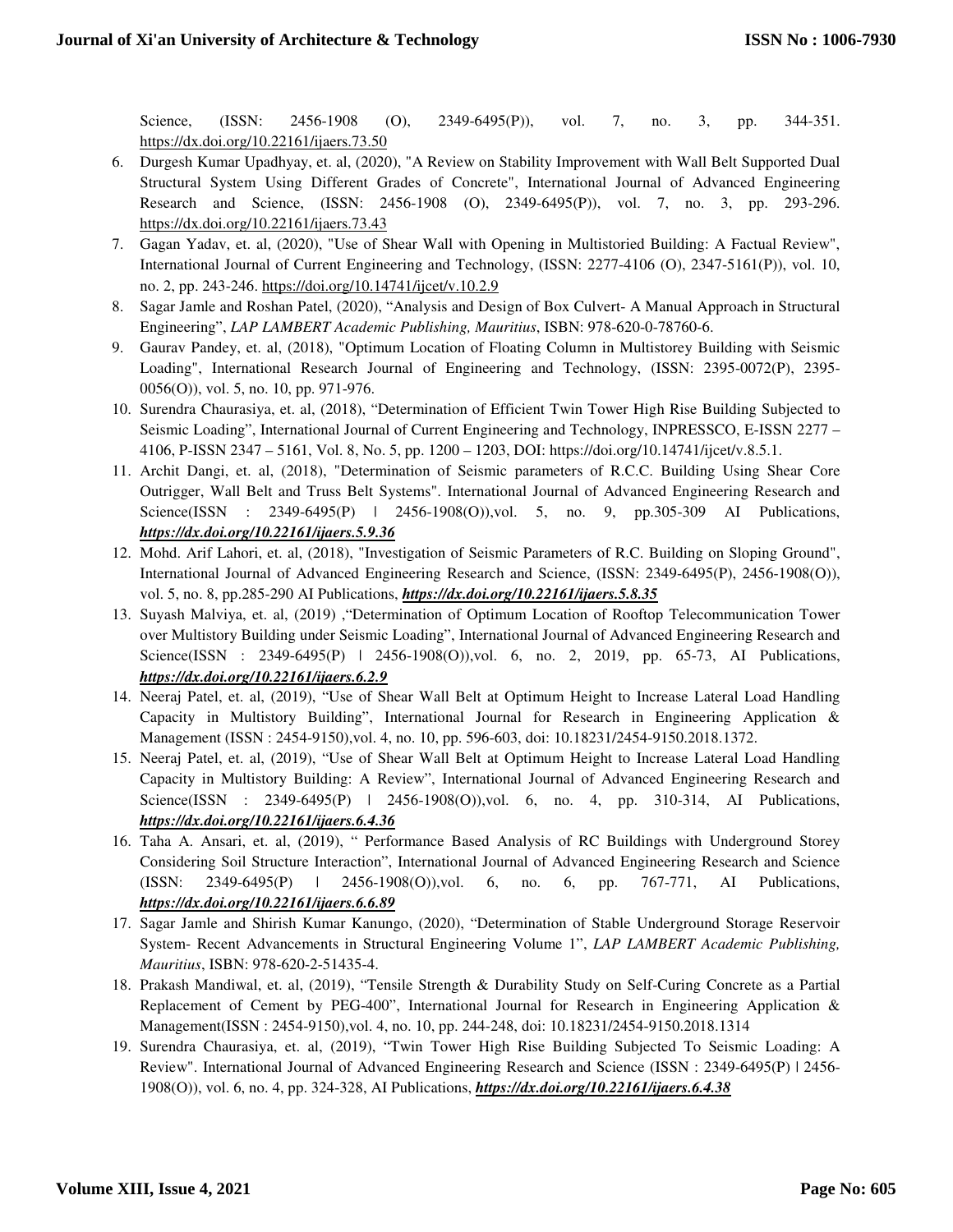Science, (ISSN: 2456-1908 (O), 2349-6495(P)), vol. 7, no. 3, pp. 344-351. https://dx.doi.org/10.22161/ijaers.73.50

6. Durgesh Kumar Upadhyay, et. al, (2020), "A Review on Stability Improvement with Wall Belt Supported Dual Structural System Using Different Grades of Concrete", International Journal of Advanced Engineering Research and Science, (ISSN: 2456-1908 (O), 2349-6495(P)), vol. 7, no. 3, pp. 293-296. https://dx.doi.org/10.22161/ijaers.73.43
7. Gagan Yadav, et. al, (2020), "Use of Shear Wall with Opening in Multistoried Building: A Factual Review", International Journal of Current Engineering and Technology, (ISSN: 2277-4106 (O), 2347-5161(P)), vol. 10, no. 2, pp. 243-246. https://doi.org/10.14741/ijcet/v.10.2.9
8. Sagar Jamle and Roshan Patel, (2020), "Analysis and Design of Box Culvert- A Manual Approach in Structural Engineering", *LAP LAMBERT Academic Publishing, Mauritius*, ISBN: 978-620-0-78760-6.
9. Gaurav Pandey, et. al, (2018), "Optimum Location of Floating Column in Multistorey Building with Seismic Loading", International Research Journal of Engineering and Technology, (ISSN: 2395-0072(P), 2395-0056(O)), vol. 5, no. 10, pp. 971-976.
10. Surendra Chaurasiya, et. al, (2018), "Determination of Efficient Twin Tower High Rise Building Subjected to Seismic Loading", International Journal of Current Engineering and Technology, INPRESSCO, E-ISSN 2277 – 4106, P-ISSN 2347 – 5161, Vol. 8, No. 5, pp. 1200 – 1203, DOI: https://doi.org/10.14741/ijcet/v.8.5.1.
11. Archit Dangi, et. al, (2018), "Determination of Seismic parameters of R.C.C. Building Using Shear Core Outrigger, Wall Belt and Truss Belt Systems". International Journal of Advanced Engineering Research and Science(ISSN : 2349-6495(P) | 2456-1908(O)),vol. 5, no. 9, pp.305-309 AI Publications, ***https://dx.doi.org/10.22161/ijaers.5.9.36***
12. Mohd. Arif Lahori, et. al, (2018), "Investigation of Seismic Parameters of R.C. Building on Sloping Ground", International Journal of Advanced Engineering Research and Science, (ISSN: 2349-6495(P), 2456-1908(O)), vol. 5, no. 8, pp.285-290 AI Publications, ***https://dx.doi.org/10.22161/ijaers.5.8.35***
13. Suyash Malviya, et. al, (2019) ,"Determination of Optimum Location of Rooftop Telecommunication Tower over Multistory Building under Seismic Loading", International Journal of Advanced Engineering Research and Science(ISSN : 2349-6495(P) | 2456-1908(O)),vol. 6, no. 2, 2019, pp. 65-73, AI Publications, ***https://dx.doi.org/10.22161/ijaers.6.2.9***
14. Neeraj Patel, et. al, (2019), "Use of Shear Wall Belt at Optimum Height to Increase Lateral Load Handling Capacity in Multistory Building", International Journal for Research in Engineering Application & Management (ISSN : 2454-9150),vol. 4, no. 10, pp. 596-603, doi: 10.18231/2454-9150.2018.1372.
15. Neeraj Patel, et. al, (2019), "Use of Shear Wall Belt at Optimum Height to Increase Lateral Load Handling Capacity in Multistory Building: A Review", International Journal of Advanced Engineering Research and Science(ISSN : 2349-6495(P) | 2456-1908(O)),vol. 6, no. 4, pp. 310-314, AI Publications, ***https://dx.doi.org/10.22161/ijaers.6.4.36***
16. Taha A. Ansari, et. al, (2019), " Performance Based Analysis of RC Buildings with Underground Storey Considering Soil Structure Interaction", International Journal of Advanced Engineering Research and Science (ISSN: 2349-6495(P) | 2456-1908(O)),vol. 6, no. 6, pp. 767-771, AI Publications, ***https://dx.doi.org/10.22161/ijaers.6.6.89***
17. Sagar Jamle and Shirish Kumar Kanungo, (2020), "Determination of Stable Underground Storage Reservoir System- Recent Advancements in Structural Engineering Volume 1", *LAP LAMBERT Academic Publishing, Mauritius*, ISBN: 978-620-2-51435-4.
18. Prakash Mandiwal, et. al, (2019), "Tensile Strength & Durability Study on Self-Curing Concrete as a Partial Replacement of Cement by PEG-400", International Journal for Research in Engineering Application & Management(ISSN : 2454-9150),vol. 4, no. 10, pp. 244-248, doi: 10.18231/2454-9150.2018.1314
19. Surendra Chaurasiya, et. al, (2019), "Twin Tower High Rise Building Subjected To Seismic Loading: A Review". International Journal of Advanced Engineering Research and Science (ISSN : 2349-6495(P) | 2456-1908(O)), vol. 6, no. 4, pp. 324-328, AI Publications, ***https://dx.doi.org/10.22161/ijaers.6.4.38***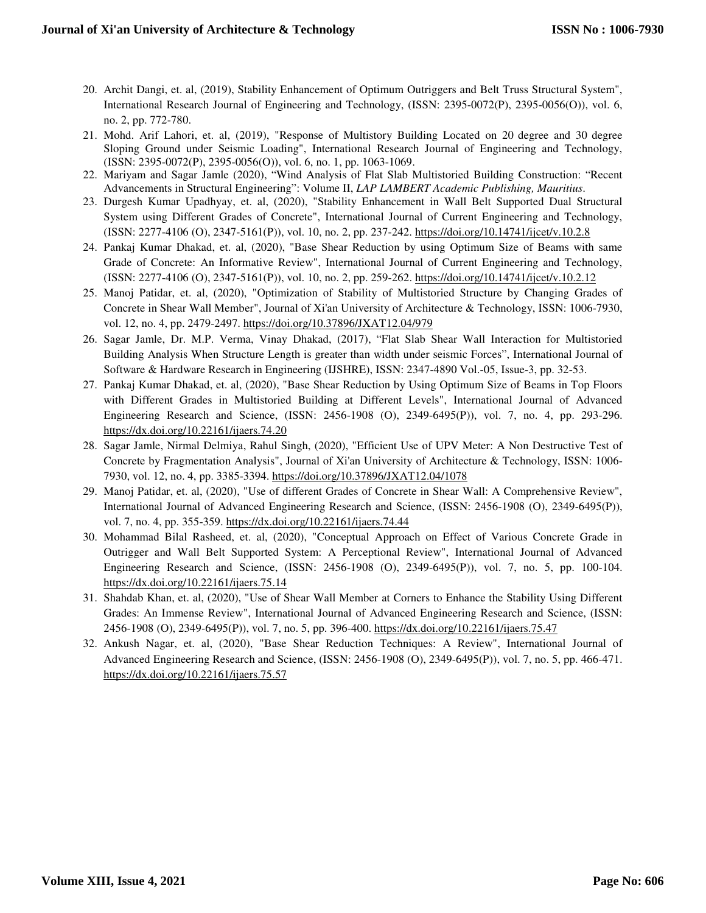20. Archit Dangi, et. al, (2019), Stability Enhancement of Optimum Outriggers and Belt Truss Structural System", International Research Journal of Engineering and Technology, (ISSN: 2395-0072(P), 2395-0056(O)), vol. 6, no. 2, pp. 772-780.
21. Mohd. Arif Lahori, et. al, (2019), "Response of Multistory Building Located on 20 degree and 30 degree Sloping Ground under Seismic Loading", International Research Journal of Engineering and Technology, (ISSN: 2395-0072(P), 2395-0056(O)), vol. 6, no. 1, pp. 1063-1069.
22. Mariyam and Sagar Jamle (2020), "Wind Analysis of Flat Slab Multistoried Building Construction: "Recent Advancements in Structural Engineering": Volume II, *LAP LAMBERT Academic Publishing, Mauritius.*
23. Durgesh Kumar Upadhyay, et. al, (2020), "Stability Enhancement in Wall Belt Supported Dual Structural System using Different Grades of Concrete", International Journal of Current Engineering and Technology, (ISSN: 2277-4106 (O), 2347-5161(P)), vol. 10, no. 2, pp. 237-242. https://doi.org/10.14741/ijcet/v.10.2.8
24. Pankaj Kumar Dhakad, et. al, (2020), "Base Shear Reduction by using Optimum Size of Beams with same Grade of Concrete: An Informative Review", International Journal of Current Engineering and Technology, (ISSN: 2277-4106 (O), 2347-5161(P)), vol. 10, no. 2, pp. 259-262. https://doi.org/10.14741/ijcet/v.10.2.12
25. Manoj Patidar, et. al, (2020), "Optimization of Stability of Multistoried Structure by Changing Grades of Concrete in Shear Wall Member", Journal of Xi'an University of Architecture & Technology, ISSN: 1006-7930, vol. 12, no. 4, pp. 2479-2497. https://doi.org/10.37896/JXAT12.04/979
26. Sagar Jamle, Dr. M.P. Verma, Vinay Dhakad, (2017), "Flat Slab Shear Wall Interaction for Multistoried Building Analysis When Structure Length is greater than width under seismic Forces", International Journal of Software & Hardware Research in Engineering (IJSHRE), ISSN: 2347-4890 Vol.-05, Issue-3, pp. 32-53.
27. Pankaj Kumar Dhakad, et. al, (2020), "Base Shear Reduction by Using Optimum Size of Beams in Top Floors with Different Grades in Multistoried Building at Different Levels", International Journal of Advanced Engineering Research and Science, (ISSN: 2456-1908 (O), 2349-6495(P)), vol. 7, no. 4, pp. 293-296. https://dx.doi.org/10.22161/ijaers.74.20
28. Sagar Jamle, Nirmal Delmiya, Rahul Singh, (2020), "Efficient Use of UPV Meter: A Non Destructive Test of Concrete by Fragmentation Analysis", Journal of Xi'an University of Architecture & Technology, ISSN: 1006-7930, vol. 12, no. 4, pp. 3385-3394. https://doi.org/10.37896/JXAT12.04/1078
29. Manoj Patidar, et. al, (2020), "Use of different Grades of Concrete in Shear Wall: A Comprehensive Review", International Journal of Advanced Engineering Research and Science, (ISSN: 2456-1908 (O), 2349-6495(P)), vol. 7, no. 4, pp. 355-359. https://dx.doi.org/10.22161/ijaers.74.44
30. Mohammad Bilal Rasheed, et. al, (2020), "Conceptual Approach on Effect of Various Concrete Grade in Outrigger and Wall Belt Supported System: A Perceptional Review", International Journal of Advanced Engineering Research and Science, (ISSN: 2456-1908 (O), 2349-6495(P)), vol. 7, no. 5, pp. 100-104. https://dx.doi.org/10.22161/ijaers.75.14
31. Shahdab Khan, et. al, (2020), "Use of Shear Wall Member at Corners to Enhance the Stability Using Different Grades: An Immense Review", International Journal of Advanced Engineering Research and Science, (ISSN: 2456-1908 (O), 2349-6495(P)), vol. 7, no. 5, pp. 396-400. https://dx.doi.org/10.22161/ijaers.75.47
32. Ankush Nagar, et. al, (2020), "Base Shear Reduction Techniques: A Review", International Journal of Advanced Engineering Research and Science, (ISSN: 2456-1908 (O), 2349-6495(P)), vol. 7, no. 5, pp. 466-471. https://dx.doi.org/10.22161/ijaers.75.57